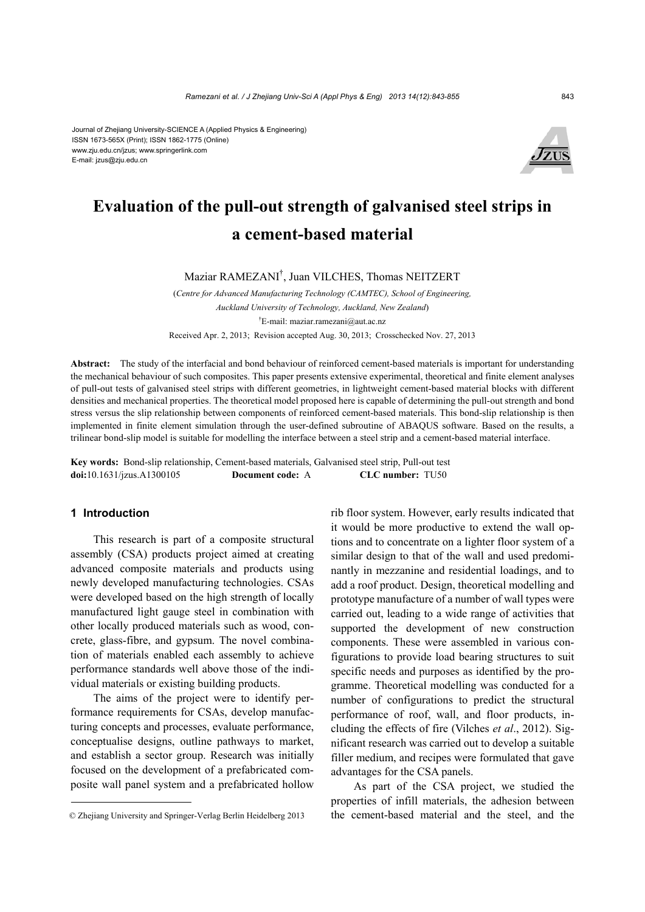Journal of Zhejiang University-SCIENCE A (Applied Physics & Engineering)
ISSN 1673-565X (Print); ISSN 1862-1775 (Online)
www.zju.edu.cn/jzus; www.springerlink.com
E-mail: jzus@zju.edu.cn

# Evaluation of the pull-out strength of galvanised steel strips in a cement-based material

Maziar RAMEZANI[†], Juan VILCHES, Thomas NEITZERT

(*Centre for Advanced Manufacturing Technology (CAMTEC), School of Engineering, Auckland University of Technology, Auckland, New Zealand*)

[†]E-mail: maziar.ramezani@aut.ac.nz

Received Apr. 2, 2013; Revision accepted Aug. 30, 2013; Crosschecked Nov. 27, 2013

**Abstract:** The study of the interfacial and bond behaviour of reinforced cement-based materials is important for understanding the mechanical behaviour of such composites. This paper presents extensive experimental, theoretical and finite element analyses of pull-out tests of galvanised steel strips with different geometries, in lightweight cement-based material blocks with different densities and mechanical properties. The theoretical model proposed here is capable of determining the pull-out strength and bond stress versus the slip relationship between components of reinforced cement-based materials. This bond-slip relationship is then implemented in finite element simulation through the user-defined subroutine of ABAQUS software. Based on the results, a trilinear bond-slip model is suitable for modelling the interface between a steel strip and a cement-based material interface.

**Key words:** Bond-slip relationship, Cement-based materials, Galvanised steel strip, Pull-out test
**doi:**10.1631/jzus.A1300105 **Document code:** A **CLC number:** TU50

## 1 Introduction

This research is part of a composite structural assembly (CSA) products project aimed at creating advanced composite materials and products using newly developed manufacturing technologies. CSAs were developed based on the high strength of locally manufactured light gauge steel in combination with other locally produced materials such as wood, concrete, glass-fibre, and gypsum. The novel combination of materials enabled each assembly to achieve performance standards well above those of the individual materials or existing building products.

The aims of the project were to identify performance requirements for CSAs, develop manufacturing concepts and processes, evaluate performance, conceptualise designs, outline pathways to market, and establish a sector group. Research was initially focused on the development of a prefabricated composite wall panel system and a prefabricated hollow rib floor system. However, early results indicated that it would be more productive to extend the wall options and to concentrate on a lighter floor system of a similar design to that of the wall and used predominantly in mezzanine and residential loadings, and to add a roof product. Design, theoretical modelling and prototype manufacture of a number of wall types were carried out, leading to a wide range of activities that supported the development of new construction components. These were assembled in various configurations to provide load bearing structures to suit specific needs and purposes as identified by the programme. Theoretical modelling was conducted for a number of configurations to predict the structural performance of roof, wall, and floor products, including the effects of fire (Vilches *et al*., 2012). Significant research was carried out to develop a suitable filler medium, and recipes were formulated that gave advantages for the CSA panels.

As part of the CSA project, we studied the properties of infill materials, the adhesion between the cement-based material and the steel, and the

© Zhejiang University and Springer-Verlag Berlin Heidelberg 2013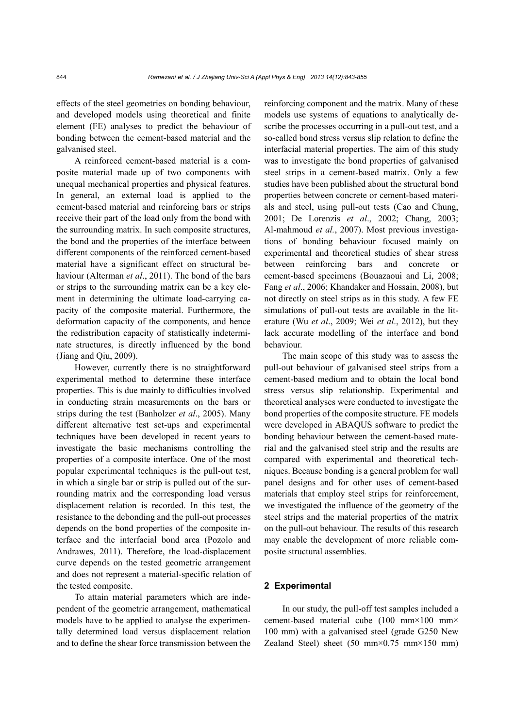effects of the steel geometries on bonding behaviour, and developed models using theoretical and finite element (FE) analyses to predict the behaviour of bonding between the cement-based material and the galvanised steel.

A reinforced cement-based material is a composite material made up of two components with unequal mechanical properties and physical features. In general, an external load is applied to the cement-based material and reinforcing bars or strips receive their part of the load only from the bond with the surrounding matrix. In such composite structures, the bond and the properties of the interface between different components of the reinforced cement-based material have a significant effect on structural behaviour (Alterman *et al*., 2011). The bond of the bars or strips to the surrounding matrix can be a key element in determining the ultimate load-carrying capacity of the composite material. Furthermore, the deformation capacity of the components, and hence the redistribution capacity of statistically indeterminate structures, is directly influenced by the bond (Jiang and Qiu, 2009).

However, currently there is no straightforward experimental method to determine these interface properties. This is due mainly to difficulties involved in conducting strain measurements on the bars or strips during the test (Banholzer *et al*., 2005). Many different alternative test set-ups and experimental techniques have been developed in recent years to investigate the basic mechanisms controlling the properties of a composite interface. One of the most popular experimental techniques is the pull-out test, in which a single bar or strip is pulled out of the surrounding matrix and the corresponding load versus displacement relation is recorded. In this test, the resistance to the debonding and the pull-out processes depends on the bond properties of the composite interface and the interfacial bond area (Pozolo and Andrawes, 2011). Therefore, the load-displacement curve depends on the tested geometric arrangement and does not represent a material-specific relation of the tested composite.

To attain material parameters which are independent of the geometric arrangement, mathematical models have to be applied to analyse the experimentally determined load versus displacement relation and to define the shear force transmission between the reinforcing component and the matrix. Many of these models use systems of equations to analytically describe the processes occurring in a pull-out test, and a so-called bond stress versus slip relation to define the interfacial material properties. The aim of this study was to investigate the bond properties of galvanised steel strips in a cement-based matrix. Only a few studies have been published about the structural bond properties between concrete or cement-based materials and steel, using pull-out tests (Cao and Chung, 2001; De Lorenzis *et al*., 2002; Chang, 2003; Al-mahmoud *et al.*, 2007). Most previous investigations of bonding behaviour focused mainly on experimental and theoretical studies of shear stress between reinforcing bars and concrete or cement-based specimens (Bouazaoui and Li, 2008; Fang *et al*., 2006; Khandaker and Hossain, 2008), but not directly on steel strips as in this study. A few FE simulations of pull-out tests are available in the literature (Wu *et al*., 2009; Wei *et al*., 2012), but they lack accurate modelling of the interface and bond behaviour.

The main scope of this study was to assess the pull-out behaviour of galvanised steel strips from a cement-based medium and to obtain the local bond stress versus slip relationship. Experimental and theoretical analyses were conducted to investigate the bond properties of the composite structure. FE models were developed in ABAQUS software to predict the bonding behaviour between the cement-based material and the galvanised steel strip and the results are compared with experimental and theoretical techniques. Because bonding is a general problem for wall panel designs and for other uses of cement-based materials that employ steel strips for reinforcement, we investigated the influence of the geometry of the steel strips and the material properties of the matrix on the pull-out behaviour. The results of this research may enable the development of more reliable composite structural assemblies.

## 2 Experimental

In our study, the pull-off test samples included a cement-based material cube (100 mm×100 mm×100 mm) with a galvanised steel (grade G250 New Zealand Steel) sheet (50 mm×0.75 mm×150 mm)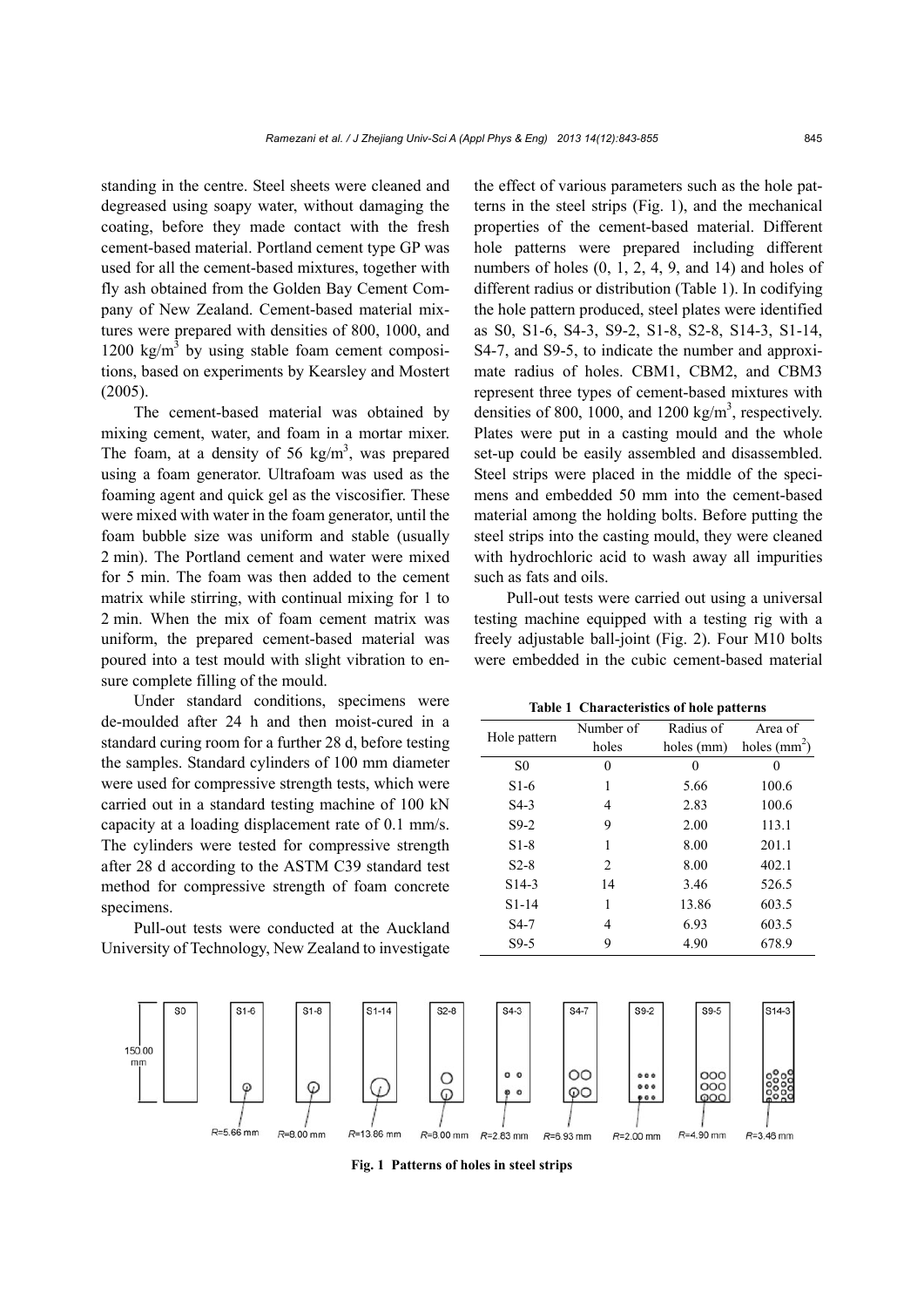standing in the centre. Steel sheets were cleaned and degreased using soapy water, without damaging the coating, before they made contact with the fresh cement-based material. Portland cement type GP was used for all the cement-based mixtures, together with fly ash obtained from the Golden Bay Cement Company of New Zealand. Cement-based material mixtures were prepared with densities of 800, 1000, and 1200 $kg/m^3$ by using stable foam cement compositions, based on experiments by Kearsley and Mostert (2005).

The cement-based material was obtained by mixing cement, water, and foam in a mortar mixer. The foam, at a density of 56 $kg/m^3$, was prepared using a foam generator. Ultrafoam was used as the foaming agent and quick gel as the viscosifier. These were mixed with water in the foam generator, until the foam bubble size was uniform and stable (usually 2 min). The Portland cement and water were mixed for 5 min. The foam was then added to the cement matrix while stirring, with continual mixing for 1 to 2 min. When the mix of foam cement matrix was uniform, the prepared cement-based material was poured into a test mould with slight vibration to ensure complete filling of the mould.

Under standard conditions, specimens were de-moulded after 24 h and then moist-cured in a standard curing room for a further 28 d, before testing the samples. Standard cylinders of 100 mm diameter were used for compressive strength tests, which were carried out in a standard testing machine of 100 kN capacity at a loading displacement rate of 0.1 mm/s. The cylinders were tested for compressive strength after 28 d according to the ASTM C39 standard test method for compressive strength of foam concrete specimens.

Pull-out tests were conducted at the Auckland University of Technology, New Zealand to investigate the effect of various parameters such as the hole patterns in the steel strips (Fig. 1), and the mechanical properties of the cement-based material. Different hole patterns were prepared including different numbers of holes (0, 1, 2, 4, 9, and 14) and holes of different radius or distribution (Table 1). In codifying the hole pattern produced, steel plates were identified as S0, S1-6, S4-3, S9-2, S1-8, S2-8, S14-3, S1-14, S4-7, and S9-5, to indicate the number and approximate radius of holes. CBM1, CBM2, and CBM3 represent three types of cement-based mixtures with densities of 800, 1000, and 1200 $kg/m^3$, respectively. Plates were put in a casting mould and the whole set-up could be easily assembled and disassembled. Steel strips were placed in the middle of the specimens and embedded 50 mm into the cement-based material among the holding bolts. Before putting the steel strips into the casting mould, they were cleaned with hydrochloric acid to wash away all impurities such as fats and oils.

Pull-out tests were carried out using a universal testing machine equipped with a testing rig with a freely adjustable ball-joint (Fig. 2). Four M10 bolts were embedded in the cubic cement-based material

**Table 1 Characteristics of hole patterns**

| Hole pattern | Number of holes | Radius of holes (mm) | Area of holes ($mm^2$) |
|---|---|---|---|
| S0 | 0 | 0 | 0 |
| S1-6 | 1 | 5.66 | 100.6 |
| S4-3 | 4 | 2.83 | 100.6 |
| S9-2 | 9 | 2.00 | 113.1 |
| S1-8 | 1 | 8.00 | 201.1 |
| S2-8 | 2 | 8.00 | 402.1 |
| S14-3 | 14 | 3.46 | 526.5 |
| S1-14 | 1 | 13.86 | 603.5 |
| S4-7 | 4 | 6.93 | 603.5 |
| S9-5 | 9 | 4.90 | 678.9 |

**Fig. 1 Patterns of holes in steel strips**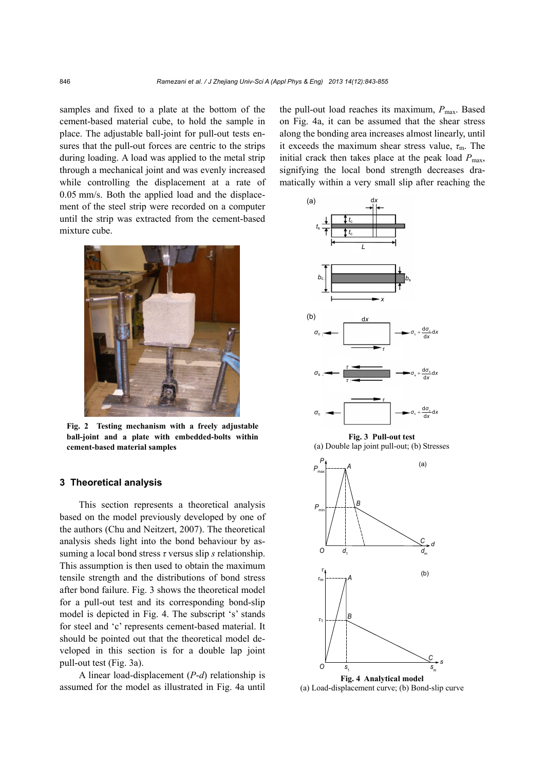samples and fixed to a plate at the bottom of the cement-based material cube, to hold the sample in place. The adjustable ball-joint for pull-out tests ensures that the pull-out forces are centric to the strips during loading. A load was applied to the metal strip through a mechanical joint and was evenly increased while controlling the displacement at a rate of 0.05 mm/s. Both the applied load and the displacement of the steel strip were recorded on a computer until the strip was extracted from the cement-based mixture cube.

**Fig. 2 Testing mechanism with a freely adjustable ball-joint and a plate with embedded-bolts within cement-based material samples**

## 3 Theoretical analysis

This section represents a theoretical analysis based on the model previously developed by one of the authors (Chu and Neitzert, 2007). The theoretical analysis sheds light into the bond behaviour by assuming a local bond stress $\tau$ versus slip $s$ relationship. This assumption is then used to obtain the maximum tensile strength and the distributions of bond stress after bond failure. Fig. 3 shows the theoretical model for a pull-out test and its corresponding bond-slip model is depicted in Fig. 4. The subscript 's' stands for steel and 'c' represents cement-based material. It should be pointed out that the theoretical model developed in this section is for a double lap joint pull-out test (Fig. 3a).

A linear load-displacement ($P$-$d$) relationship is assumed for the model as illustrated in Fig. 4a until the pull-out load reaches its maximum, $P_{max}$. Based on Fig. 4a, it can be assumed that the shear stress along the bonding area increases almost linearly, until it exceeds the maximum shear stress value, $\tau_m$. The initial crack then takes place at the peak load $P_{max}$, signifying the local bond strength decreases dramatically within a very small slip after reaching the

**Fig. 3 Pull-out test**
(a) Double lap joint pull-out; (b) Stresses

**Fig. 4 Analytical model**
(a) Load-displacement curve; (b) Bond-slip curve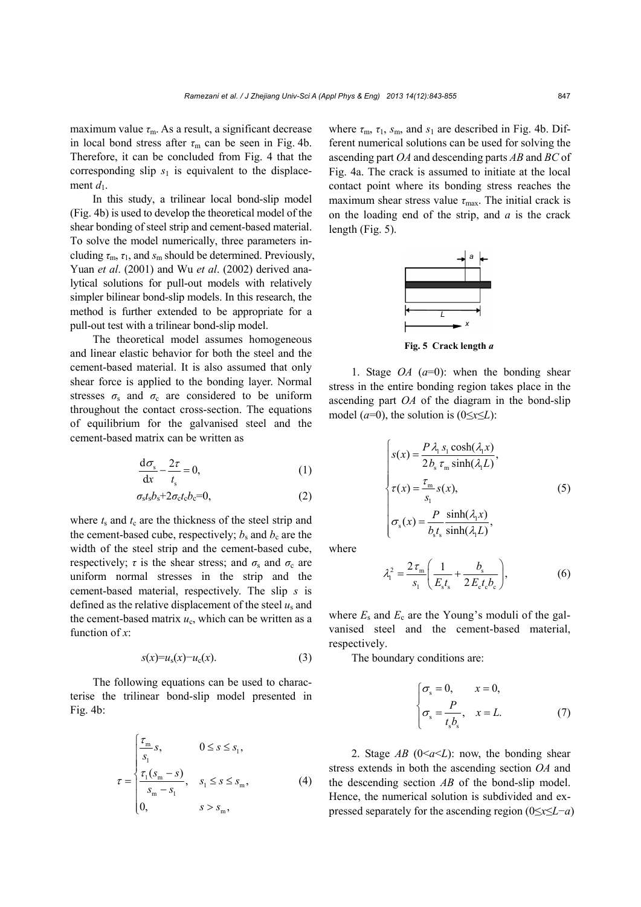maximum value $\tau_m$. As a result, a significant decrease in local bond stress after $\tau_m$ can be seen in Fig. 4b. Therefore, it can be concluded from Fig. 4 that the corresponding slip $s_1$ is equivalent to the displacement $d_1$.

In this study, a trilinear local bond-slip model (Fig. 4b) is used to develop the theoretical model of the shear bonding of steel strip and cement-based material. To solve the model numerically, three parameters including $\tau_m$, $\tau_1$, and $s_m$ should be determined. Previously, Yuan *et al*. (2001) and Wu *et al*. (2002) derived analytical solutions for pull-out models with relatively simpler bilinear bond-slip models. In this research, the method is further extended to be appropriate for a pull-out test with a trilinear bond-slip model.

The theoretical model assumes homogeneous and linear elastic behavior for both the steel and the cement-based material. It is also assumed that only shear force is applied to the bonding layer. Normal stresses $\sigma_s$ and $\sigma_c$ are considered to be uniform throughout the contact cross-section. The equations of equilibrium for the galvanised steel and the cement-based matrix can be written as

$$\frac{\mathrm{d}\sigma_s}{\mathrm{d}x} - \frac{2\tau}{t_s} = 0, \tag{1}$$

$$\sigma_s t_s b_s + 2\sigma_c t_c b_c = 0, \tag{2}$$

where $t_s$ and $t_c$ are the thickness of the steel strip and the cement-based cube, respectively; $b_s$ and $b_c$ are the width of the steel strip and the cement-based cube, respectively; $\tau$ is the shear stress; and $\sigma_s$ and $\sigma_c$ are uniform normal stresses in the strip and the cement-based material, respectively. The slip $s$ is defined as the relative displacement of the steel $u_s$ and the cement-based matrix $u_c$, which can be written as a function of $x$:

$$s(x) = u_s(x) - u_c(x). \tag{3}$$

The following equations can be used to characterise the trilinear bond-slip model presented in Fig. 4b:

$$\tau = \begin{cases} \dfrac{\tau_m}{s_1} s, & 0 \le s \le s_1, \\ \dfrac{\tau_1 (s_m - s)}{s_m - s_1}, & s_1 \le s \le s_m, \\ 0, & s > s_m, \end{cases} \tag{4}$$

where $\tau_m$, $\tau_1$, $s_m$, and $s_1$ are described in Fig. 4b. Different numerical solutions can be used for solving the ascending part *OA* and descending parts *AB* and *BC* of Fig. 4a. The crack is assumed to initiate at the local contact point where its bonding stress reaches the maximum shear stress value $\tau_{max}$. The initial crack is on the loading end of the strip, and $a$ is the crack length (Fig. 5).

**Fig. 5 Crack length *a***

1. Stage *OA* ($a$=0): when the bonding shear stress in the entire bonding region takes place in the ascending part *OA* of the diagram in the bond-slip model ($a$=0), the solution is ($0 \le x \le L$):

$$\begin{cases} s(x) = \dfrac{P \lambda_1 s_1 \cosh(\lambda_1 x)}{2 b_s \tau_m \sinh(\lambda_1 L)}, \\ \tau(x) = \dfrac{\tau_m}{s_1} s(x), \\ \sigma_s(x) = \dfrac{P}{b_s t_s} \dfrac{\sinh(\lambda_1 x)}{\sinh(\lambda_1 L)}, \end{cases} \tag{5}$$

where

$$\lambda_1^2 = \frac{2\tau_m}{s_1}\left(\frac{1}{E_s t_s} + \frac{b_s}{2E_c t_c b_c}\right), \tag{6}$$

where $E_s$ and $E_c$ are the Young's moduli of the galvanised steel and the cement-based material, respectively.

The boundary conditions are:

$$\begin{cases} \sigma_s = 0, & x = 0, \\ \sigma_s = \dfrac{P}{t_s b_s}, & x = L. \end{cases} \tag{7}$$

2. Stage *AB* ($0<a<L$): now, the bonding shear stress extends in both the ascending section *OA* and the descending section *AB* of the bond-slip model. Hence, the numerical solution is subdivided and expressed separately for the ascending region ($0 \le x \le L-a$)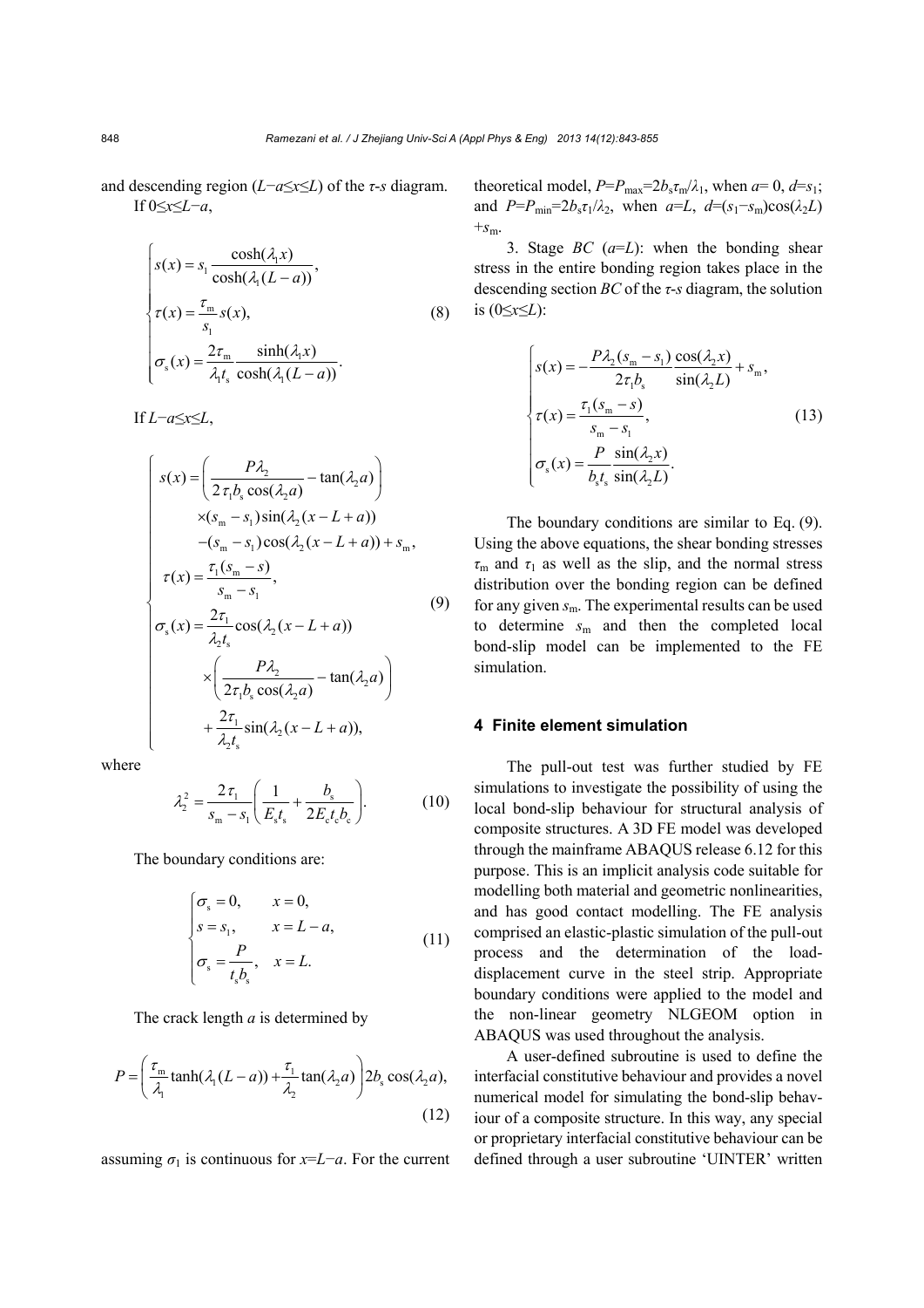and descending region ($L-a \le x \le L$) of the $\tau$-$s$ diagram.

If $0 \le x \le L-a$,

$$
\begin{cases}
s(x) = s_1 \dfrac{\cosh(\lambda_1 x)}{\cosh(\lambda_1 (L-a))}, \\
\tau(x) = \dfrac{\tau_m}{s_1} s(x), \\
\sigma_s(x) = \dfrac{2\tau_m}{\lambda_1 t_s} \dfrac{\sinh(\lambda_1 x)}{\cosh(\lambda_1 (L-a))}.
\end{cases} \tag{8}
$$

If $L-a \le x \le L$,

$$
\begin{cases}
s(x) = \left( \dfrac{P\lambda_2}{2\tau_1 b_s \cos(\lambda_2 a)} - \tan(\lambda_2 a) \right) \\
\quad \times (s_m - s_1)\sin(\lambda_2 (x-L+a)) \\
\quad -(s_m - s_1)\cos(\lambda_2 (x-L+a)) + s_m, \\
\tau(x) = \dfrac{\tau_1 (s_m - s)}{s_m - s_1}, \\
\sigma_s(x) = \dfrac{2\tau_1}{\lambda_2 t_s} \cos(\lambda_2 (x-L+a)) \\
\quad \times \left( \dfrac{P\lambda_2}{2\tau_1 b_s \cos(\lambda_2 a)} - \tan(\lambda_2 a) \right) \\
\quad + \dfrac{2\tau_1}{\lambda_2 t_s} \sin(\lambda_2 (x-L+a)),
\end{cases} \tag{9}
$$

where

$$
\lambda_2^2 = \frac{2\tau_1}{s_m - s_1} \left( \frac{1}{E_s t_s} + \frac{b_s}{2E_c t_c b_c} \right). \tag{10}
$$

The boundary conditions are:

$$
\begin{cases}
\sigma_s = 0, & x = 0, \\
s = s_1, & x = L-a, \\
\sigma_s = \dfrac{P}{t_s b_s}, & x = L.
\end{cases} \tag{11}
$$

The crack length $a$ is determined by

$$
P = \left( \frac{\tau_m}{\lambda_1} \tanh(\lambda_1 (L-a)) + \frac{\tau_1}{\lambda_2} \tan(\lambda_2 a) \right) 2b_s \cos(\lambda_2 a), \tag{12}
$$

assuming $\sigma_1$ is continuous for $x=L-a$. For the current theoretical model, $P=P_{max}=2b_s\tau_m/\lambda_1$, when $a=0$, $d=s_1$; and $P=P_{min}=2b_s\tau_1/\lambda_2$, when $a=L$, $d=(s_1-s_m)\cos(\lambda_2 L)+s_m$.

3. Stage *BC* ($a=L$): when the bonding shear stress in the entire bonding region takes place in the descending section *BC* of the $\tau$-$s$ diagram, the solution is ($0 \le x \le L$):

$$
\begin{cases}
s(x) = -\dfrac{P\lambda_2 (s_m - s_1)}{2\tau_1 b_s} \dfrac{\cos(\lambda_2 x)}{\sin(\lambda_2 L)} + s_m, \\
\tau(x) = \dfrac{\tau_1 (s_m - s)}{s_m - s_1}, \\
\sigma_s(x) = \dfrac{P}{b_s t_s} \dfrac{\sin(\lambda_2 x)}{\sin(\lambda_2 L)}.
\end{cases} \tag{13}
$$

The boundary conditions are similar to Eq. (9). Using the above equations, the shear bonding stresses $\tau_m$ and $\tau_1$ as well as the slip, and the normal stress distribution over the bonding region can be defined for any given $s_m$. The experimental results can be used to determine $s_m$ and then the completed local bond-slip model can be implemented to the FE simulation.

## 4 Finite element simulation

The pull-out test was further studied by FE simulations to investigate the possibility of using the local bond-slip behaviour for structural analysis of composite structures. A 3D FE model was developed through the mainframe ABAQUS release 6.12 for this purpose. This is an implicit analysis code suitable for modelling both material and geometric nonlinearities, and has good contact modelling. The FE analysis comprised an elastic-plastic simulation of the pull-out process and the determination of the load-displacement curve in the steel strip. Appropriate boundary conditions were applied to the model and the non-linear geometry NLGEOM option in ABAQUS was used throughout the analysis.

A user-defined subroutine is used to define the interfacial constitutive behaviour and provides a novel numerical model for simulating the bond-slip behaviour of a composite structure. In this way, any special or proprietary interfacial constitutive behaviour can be defined through a user subroutine 'UINTER' written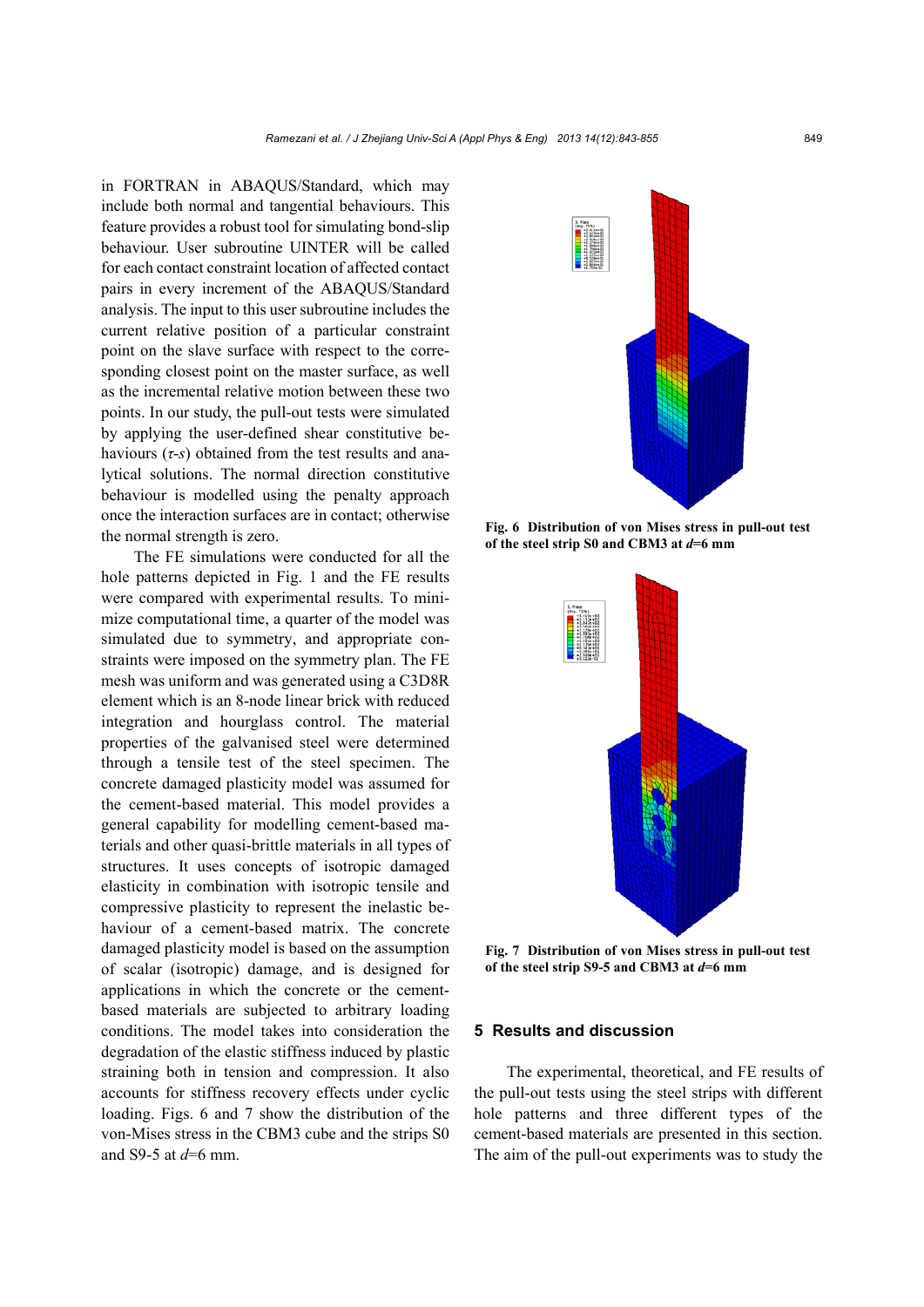in FORTRAN in ABAQUS/Standard, which may include both normal and tangential behaviours. This feature provides a robust tool for simulating bond-slip behaviour. User subroutine UINTER will be called for each contact constraint location of affected contact pairs in every increment of the ABAQUS/Standard analysis. The input to this user subroutine includes the current relative position of a particular constraint point on the slave surface with respect to the corresponding closest point on the master surface, as well as the incremental relative motion between these two points. In our study, the pull-out tests were simulated by applying the user-defined shear constitutive behaviours ($\tau$-$s$) obtained from the test results and analytical solutions. The normal direction constitutive behaviour is modelled using the penalty approach once the interaction surfaces are in contact; otherwise the normal strength is zero.

The FE simulations were conducted for all the hole patterns depicted in Fig. 1 and the FE results were compared with experimental results. To minimize computational time, a quarter of the model was simulated due to symmetry, and appropriate constraints were imposed on the symmetry plan. The FE mesh was uniform and was generated using a C3D8R element which is an 8-node linear brick with reduced integration and hourglass control. The material properties of the galvanised steel were determined through a tensile test of the steel specimen. The concrete damaged plasticity model was assumed for the cement-based material. This model provides a general capability for modelling cement-based materials and other quasi-brittle materials in all types of structures. It uses concepts of isotropic damaged elasticity in combination with isotropic tensile and compressive plasticity to represent the inelastic behaviour of a cement-based matrix. The concrete damaged plasticity model is based on the assumption of scalar (isotropic) damage, and is designed for applications in which the concrete or the cement-based materials are subjected to arbitrary loading conditions. The model takes into consideration the degradation of the elastic stiffness induced by plastic straining both in tension and compression. It also accounts for stiffness recovery effects under cyclic loading. Figs. 6 and 7 show the distribution of the von-Mises stress in the CBM3 cube and the strips S0 and S9-5 at $d$=6 mm.

**Fig. 6 Distribution of von Mises stress in pull-out test of the steel strip S0 and CBM3 at $d$=6 mm**

**Fig. 7 Distribution of von Mises stress in pull-out test of the steel strip S9-5 and CBM3 at $d$=6 mm**

## 5 Results and discussion

The experimental, theoretical, and FE results of the pull-out tests using the steel strips with different hole patterns and three different types of the cement-based materials are presented in this section. The aim of the pull-out experiments was to study the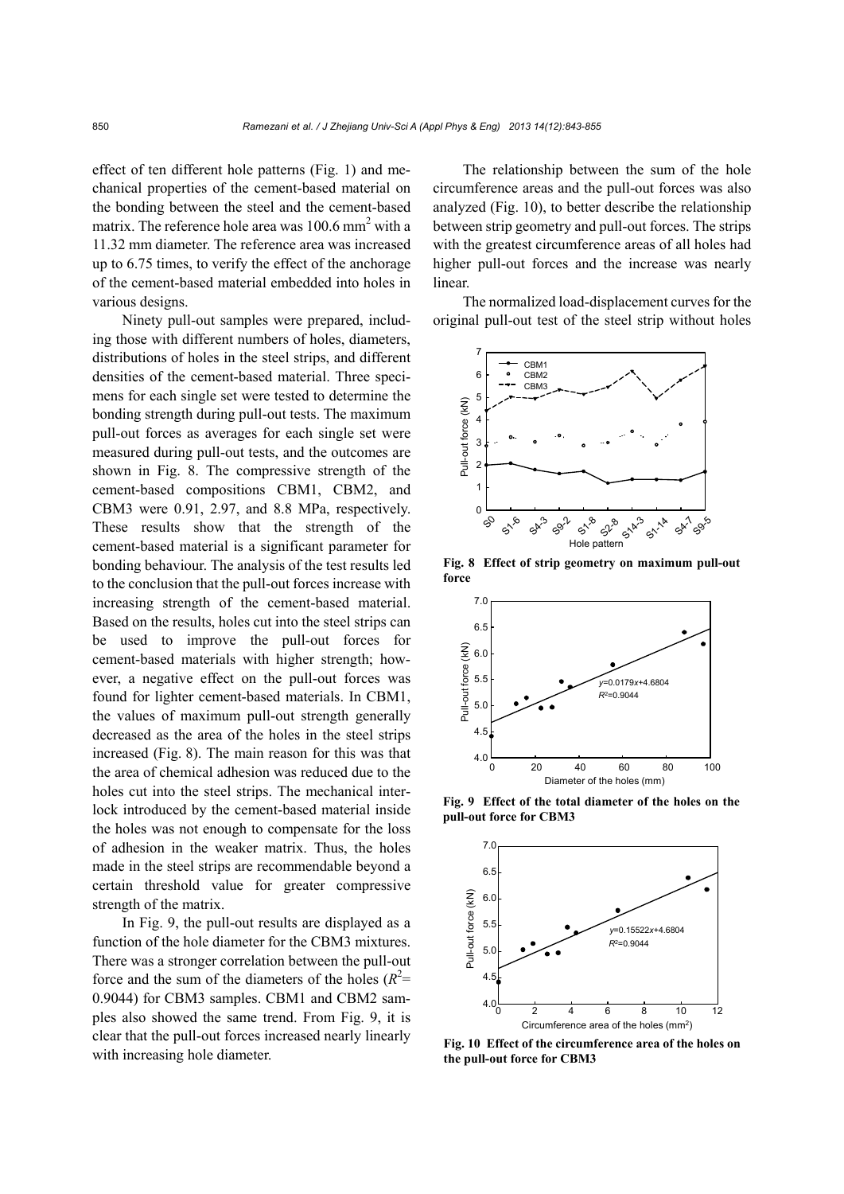effect of ten different hole patterns (Fig. 1) and mechanical properties of the cement-based material on the bonding between the steel and the cement-based matrix. The reference hole area was 100.6 $mm^2$ with a 11.32 mm diameter. The reference area was increased up to 6.75 times, to verify the effect of the anchorage of the cement-based material embedded into holes in various designs.

Ninety pull-out samples were prepared, including those with different numbers of holes, diameters, distributions of holes in the steel strips, and different densities of the cement-based material. Three specimens for each single set were tested to determine the bonding strength during pull-out tests. The maximum pull-out forces as averages for each single set were measured during pull-out tests, and the outcomes are shown in Fig. 8. The compressive strength of the cement-based compositions CBM1, CBM2, and CBM3 were 0.91, 2.97, and 8.8 MPa, respectively. These results show that the strength of the cement-based material is a significant parameter for bonding behaviour. The analysis of the test results led to the conclusion that the pull-out forces increase with increasing strength of the cement-based material. Based on the results, holes cut into the steel strips can be used to improve the pull-out forces for cement-based materials with higher strength; however, a negative effect on the pull-out forces was found for lighter cement-based materials. In CBM1, the values of maximum pull-out strength generally decreased as the area of the holes in the steel strips increased (Fig. 8). The main reason for this was that the area of chemical adhesion was reduced due to the holes cut into the steel strips. The mechanical interlock introduced by the cement-based material inside the holes was not enough to compensate for the loss of adhesion in the weaker matrix. Thus, the holes made in the steel strips are recommendable beyond a certain threshold value for greater compressive strength of the matrix.

In Fig. 9, the pull-out results are displayed as a function of the hole diameter for the CBM3 mixtures. There was a stronger correlation between the pull-out force and the sum of the diameters of the holes ($R^2$= 0.9044) for CBM3 samples. CBM1 and CBM2 samples also showed the same trend. From Fig. 9, it is clear that the pull-out forces increased nearly linearly with increasing hole diameter.

The relationship between the sum of the hole circumference areas and the pull-out forces was also analyzed (Fig. 10), to better describe the relationship between strip geometry and pull-out forces. The strips with the greatest circumference areas of all holes had higher pull-out forces and the increase was nearly linear.

The normalized load-displacement curves for the original pull-out test of the steel strip without holes

**Fig. 8 Effect of strip geometry on maximum pull-out force**

**Fig. 9 Effect of the total diameter of the holes on the pull-out force for CBM3**

**Fig. 10 Effect of the circumference area of the holes on the pull-out force for CBM3**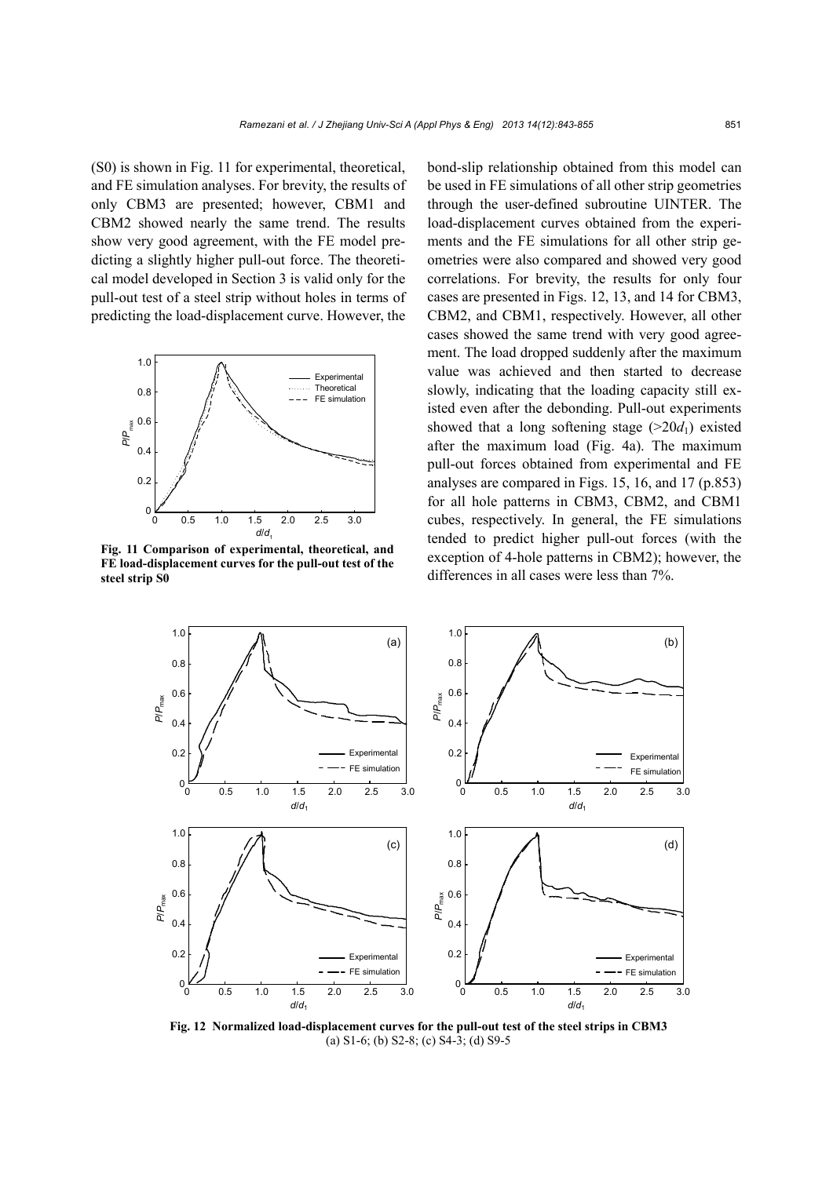(S0) is shown in Fig. 11 for experimental, theoretical, and FE simulation analyses. For brevity, the results of only CBM3 are presented; however, CBM1 and CBM2 showed nearly the same trend. The results show very good agreement, with the FE model predicting a slightly higher pull-out force. The theoretical model developed in Section 3 is valid only for the pull-out test of a steel strip without holes in terms of predicting the load-displacement curve. However, the bond-slip relationship obtained from this model can be used in FE simulations of all other strip geometries through the user-defined subroutine UINTER. The load-displacement curves obtained from the experiments and the FE simulations for all other strip geometries were also compared and showed very good correlations. For brevity, the results for only four cases are presented in Figs. 12, 13, and 14 for CBM3, CBM2, and CBM1, respectively. However, all other cases showed the same trend with very good agreement. The load dropped suddenly after the maximum value was achieved and then started to decrease slowly, indicating that the loading capacity still existed even after the debonding. Pull-out experiments showed that a long softening stage ($>20d_1$) existed after the maximum load (Fig. 4a). The maximum pull-out forces obtained from experimental and FE analyses are compared in Figs. 15, 16, and 17 (p.853) for all hole patterns in CBM3, CBM2, and CBM1 cubes, respectively. In general, the FE simulations tended to predict higher pull-out forces (with the exception of 4-hole patterns in CBM2); however, the differences in all cases were less than 7%.

**Fig. 11 Comparison of experimental, theoretical, and FE load-displacement curves for the pull-out test of the steel strip S0**

**Fig. 12 Normalized load-displacement curves for the pull-out test of the steel strips in CBM3**
(a) S1-6; (b) S2-8; (c) S4-3; (d) S9-5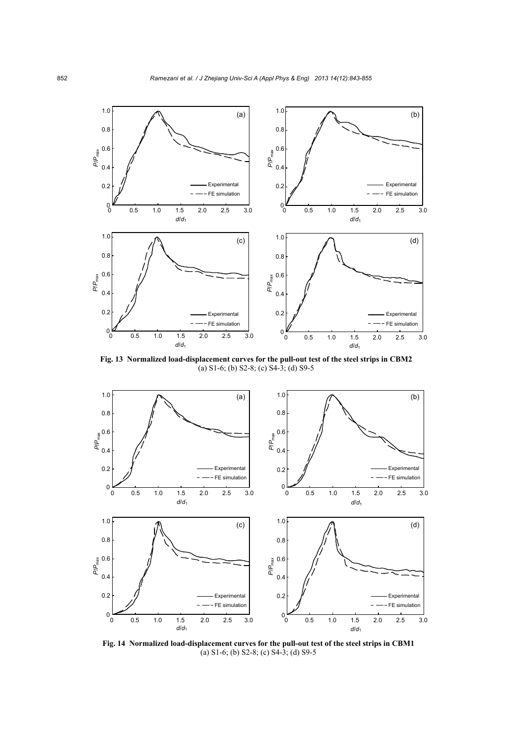**Fig. 13 Normalized load-displacement curves for the pull-out test of the steel strips in CBM2**
(a) S1-6; (b) S2-8; (c) S4-3; (d) S9-5

**Fig. 14 Normalized load-displacement curves for the pull-out test of the steel strips in CBM1**
(a) S1-6; (b) S2-8; (c) S4-3; (d) S9-5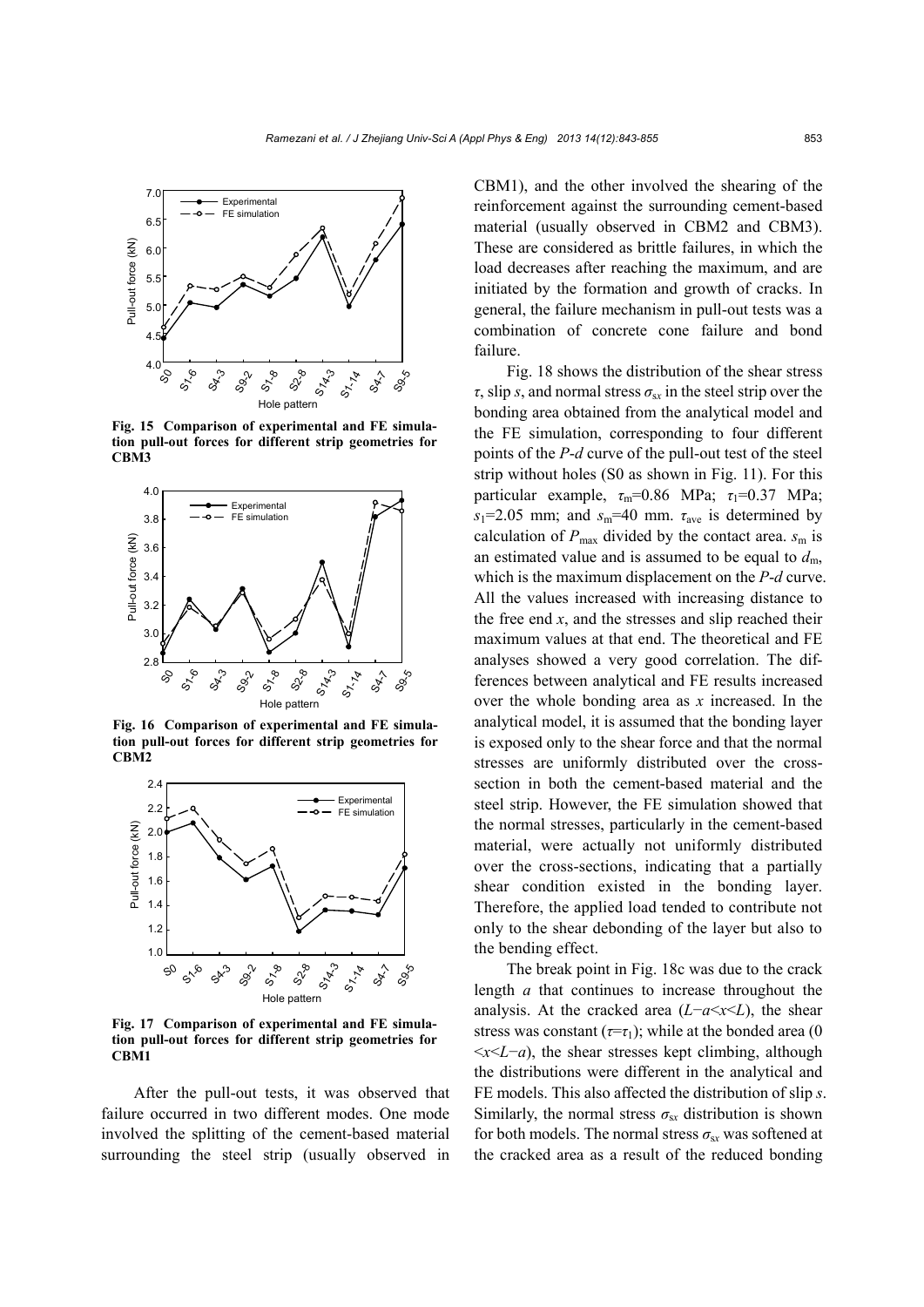Fig. 15 Comparison of experimental and FE simulation pull-out forces for different strip geometries for CBM3

Fig. 16 Comparison of experimental and FE simulation pull-out forces for different strip geometries for CBM2

Fig. 17 Comparison of experimental and FE simulation pull-out forces for different strip geometries for CBM1

After the pull-out tests, it was observed that failure occurred in two different modes. One mode involved the splitting of the cement-based material surrounding the steel strip (usually observed in CBM1), and the other involved the shearing of the reinforcement against the surrounding cement-based material (usually observed in CBM2 and CBM3). These are considered as brittle failures, in which the load decreases after reaching the maximum, and are initiated by the formation and growth of cracks. In general, the failure mechanism in pull-out tests was a combination of concrete cone failure and bond failure.

Fig. 18 shows the distribution of the shear stress $\tau$, slip $s$, and normal stress $\sigma_{sx}$ in the steel strip over the bonding area obtained from the analytical model and the FE simulation, corresponding to four different points of the $P$-$d$ curve of the pull-out test of the steel strip without holes (S0 as shown in Fig. 11). For this particular example, $\tau_m$=0.86 MPa; $\tau_1$=0.37 MPa; $s_1$=2.05 mm; and $s_m$=40 mm. $\tau_{ave}$ is determined by calculation of $P_{max}$ divided by the contact area. $s_m$ is an estimated value and is assumed to be equal to $d_m$, which is the maximum displacement on the $P$-$d$ curve. All the values increased with increasing distance to the free end $x$, and the stresses and slip reached their maximum values at that end. The theoretical and FE analyses showed a very good correlation. The differences between analytical and FE results increased over the whole bonding area as $x$ increased. In the analytical model, it is assumed that the bonding layer is exposed only to the shear force and that the normal stresses are uniformly distributed over the cross-section in both the cement-based material and the steel strip. However, the FE simulation showed that the normal stresses, particularly in the cement-based material, were actually not uniformly distributed over the cross-sections, indicating that a partially shear condition existed in the bonding layer. Therefore, the applied load tended to contribute not only to the shear debonding of the layer but also to the bending effect.

The break point in Fig. 18c was due to the crack length $a$ that continues to increase throughout the analysis. At the cracked area ($L-a<x<L$), the shear stress was constant ($\tau=\tau_1$); while at the bonded area ($0<x<L-a$), the shear stresses kept climbing, although the distributions were different in the analytical and FE models. This also affected the distribution of slip $s$. Similarly, the normal stress $\sigma_{sx}$ distribution is shown for both models. The normal stress $\sigma_{sx}$ was softened at the cracked area as a result of the reduced bonding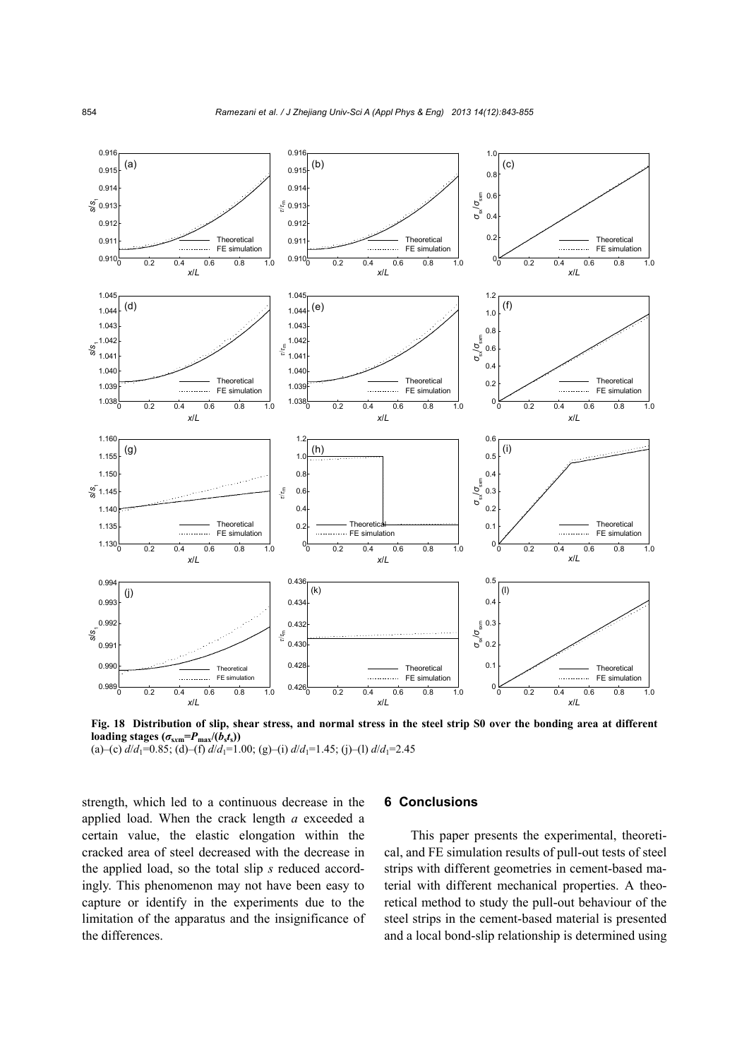**Fig. 18 Distribution of slip, shear stress, and normal stress in the steel strip S0 over the bonding area at different loading stages ($\sigma_{sxm}=P_{max}/(b_st_s)$)**
(a)–(c) $d/d_1$=0.85; (d)–(f) $d/d_1$=1.00; (g)–(i) $d/d_1$=1.45; (j)–(l) $d/d_1$=2.45

strength, which led to a continuous decrease in the applied load. When the crack length $a$ exceeded a certain value, the elastic elongation within the cracked area of steel decreased with the decrease in the applied load, so the total slip $s$ reduced accordingly. This phenomenon may not have been easy to capture or identify in the experiments due to the limitation of the apparatus and the insignificance of the differences.

## 6 Conclusions

This paper presents the experimental, theoretical, and FE simulation results of pull-out tests of steel strips with different geometries in cement-based material with different mechanical properties. A theoretical method to study the pull-out behaviour of the steel strips in the cement-based material is presented and a local bond-slip relationship is determined using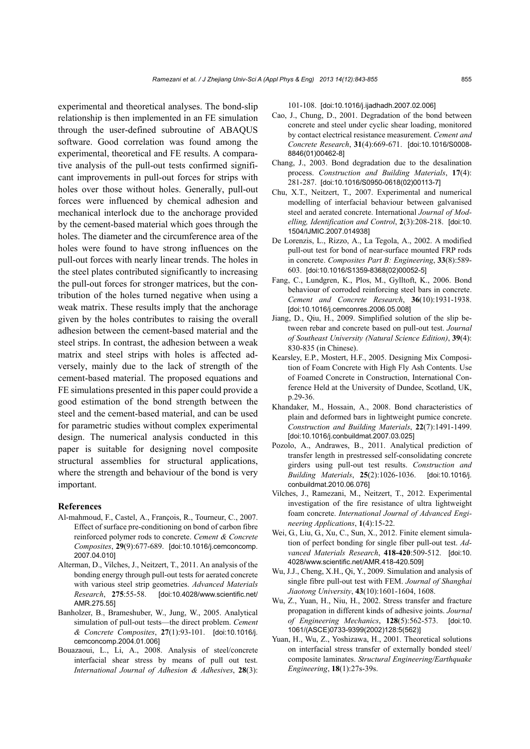experimental and theoretical analyses. The bond-slip relationship is then implemented in an FE simulation through the user-defined subroutine of ABAQUS software. Good correlation was found among the experimental, theoretical and FE results. A comparative analysis of the pull-out tests confirmed significant improvements in pull-out forces for strips with holes over those without holes. Generally, pull-out forces were influenced by chemical adhesion and mechanical interlock due to the anchorage provided by the cement-based material which goes through the holes. The diameter and the circumference area of the holes were found to have strong influences on the pull-out forces with nearly linear trends. The holes in the steel plates contributed significantly to increasing the pull-out forces for stronger matrices, but the contribution of the holes turned negative when using a weak matrix. These results imply that the anchorage given by the holes contributes to raising the overall adhesion between the cement-based material and the steel strips. In contrast, the adhesion between a weak matrix and steel strips with holes is affected adversely, mainly due to the lack of strength of the cement-based material. The proposed equations and FE simulations presented in this paper could provide a good estimation of the bond strength between the steel and the cement-based material, and can be used for parametric studies without complex experimental design. The numerical analysis conducted in this paper is suitable for designing novel composite structural assemblies for structural applications, where the strength and behaviour of the bond is very important.

## References

Al-mahmoud, F., Castel, A., François, R., Tourneur, C., 2007. Effect of surface pre-conditioning on bond of carbon fibre reinforced polymer rods to concrete. *Cement & Concrete Composites*, **29**(9):677-689. [doi:10.1016/j.cemconcomp.2007.04.010]

Alterman, D., Vilches, J., Neitzert, T., 2011. An analysis of the bonding energy through pull-out tests for aerated concrete with various steel strip geometries. *Advanced Materials Research*, **275**:55-58. [doi:10.4028/www.scientific.net/AMR.275.55]

Banholzer, B., Brameshuber, W., Jung, W., 2005. Analytical simulation of pull-out tests—the direct problem. *Cement & Concrete Composites*, **27**(1):93-101. [doi:10.1016/j.cemconcomp.2004.01.006]

Bouazaoui, L., Li, A., 2008. Analysis of steel/concrete interfacial shear stress by means of pull out test. *International Journal of Adhesion & Adhesives*, **28**(3):101-108. [doi:10.1016/j.ijadhadh.2007.02.006]

Cao, J., Chung, D., 2001. Degradation of the bond between concrete and steel under cyclic shear loading, monitored by contact electrical resistance measurement. *Cement and Concrete Research*, **31**(4):669-671. [doi:10.1016/S0008-8846(01)00462-8]

Chang, J., 2003. Bond degradation due to the desalination process. *Construction and Building Materials*, **17**(4):281-287. [doi:10.1016/S0950-0618(02)00113-7]

Chu, X.T., Neitzert, T., 2007. Experimental and numerical modelling of interfacial behaviour between galvanised steel and aerated concrete. International *Journal of Modelling, Identification and Control*, **2**(3):208-218. [doi:10.1504/IJMIC.2007.014938]

De Lorenzis, L., Rizzo, A., La Tegola, A., 2002. A modified pull-out test for bond of near-surface mounted FRP rods in concrete. *Composites Part B: Engineering*, **33**(8):589-603. [doi:10.1016/S1359-8368(02)00052-5]

Fang, C., Lundgren, K., Plos, M., Gylltoft, K., 2006. Bond behaviour of corroded reinforcing steel bars in concrete. *Cement and Concrete Research*, **36**(10):1931-1938. [doi:10.1016/j.cemconres.2006.05.008]

Jiang, D., Qiu, H., 2009. Simplified solution of the slip between rebar and concrete based on pull-out test. *Journal of Southeast University (Natural Science Edition)*, **39**(4):830-835 (in Chinese).

Kearsley, E.P., Mostert, H.F., 2005. Designing Mix Composition of Foam Concrete with High Fly Ash Contents. Use of Foamed Concrete in Construction, International Conference Held at the University of Dundee, Scotland, UK, p.29-36.

Khandaker, M., Hossain, A., 2008. Bond characteristics of plain and deformed bars in lightweight pumice concrete. *Construction and Building Materials*, **22**(7):1491-1499. [doi:10.1016/j.conbuildmat.2007.03.025]

Pozolo, A., Andrawes, B., 2011. Analytical prediction of transfer length in prestressed self-consolidating concrete girders using pull-out test results. *Construction and Building Materials*, **25**(2):1026-1036. [doi:10.1016/j.conbuildmat.2010.06.076]

Vilches, J., Ramezani, M., Neitzert, T., 2012. Experimental investigation of the fire resistance of ultra lightweight foam concrete. *International Journal of Advanced Engineering Applications*, **1**(4):15-22.

Wei, G., Liu, G., Xu, C., Sun, X., 2012. Finite element simulation of perfect bonding for single fiber pull-out test. *Advanced Materials Research*, **418-420**:509-512. [doi:10.4028/www.scientific.net/AMR.418-420.509]

Wu, J.J., Cheng, X.H., Qi, Y., 2009. Simulation and analysis of single fibre pull-out test with FEM. *Journal of Shanghai Jiaotong University*, **43**(10):1601-1604, 1608.

Wu, Z., Yuan, H., Niu, H., 2002. Stress transfer and fracture propagation in different kinds of adhesive joints. *Journal of Engineering Mechanics*, **128**(5):562-573. [doi:10.1061/(ASCE)0733-9399(2002)128:5(562)]

Yuan, H., Wu, Z., Yoshizawa, H., 2001. Theoretical solutions on interfacial stress transfer of externally bonded steel/composite laminates. *Structural Engineering/Earthquake Engineering*, **18**(1):27s-39s.